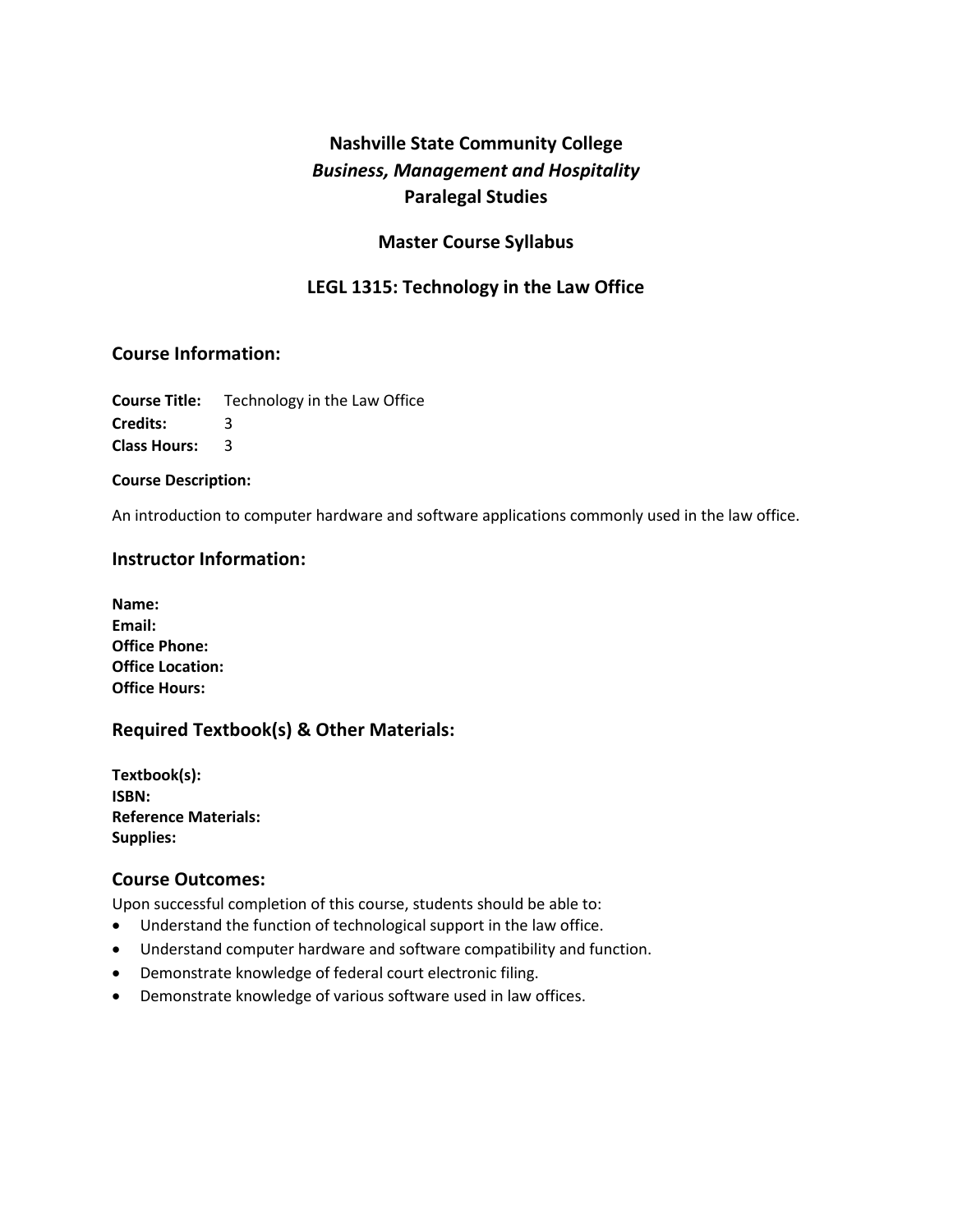# Nashville State Community College

## *Business, Management and Hospitality*

## Paralegal Studies

## Master Course Syllabus

## LEGL 1315: Technology in the Law Office

### Course Information:

**Course Title:** Technology in the Law Office
**Credits:** 3
**Class Hours:** 3

**Course Description:**

An introduction to computer hardware and software applications commonly used in the law office.

### Instructor Information:

**Name:**
**Email:**
**Office Phone:**
**Office Location:**
**Office Hours:**

### Required Textbook(s) & Other Materials:

**Textbook(s):**
**ISBN:**
**Reference Materials:**
**Supplies:**

### Course Outcomes:

Upon successful completion of this course, students should be able to:

- Understand the function of technological support in the law office.
- Understand computer hardware and software compatibility and function.
- Demonstrate knowledge of federal court electronic filing.
- Demonstrate knowledge of various software used in law offices.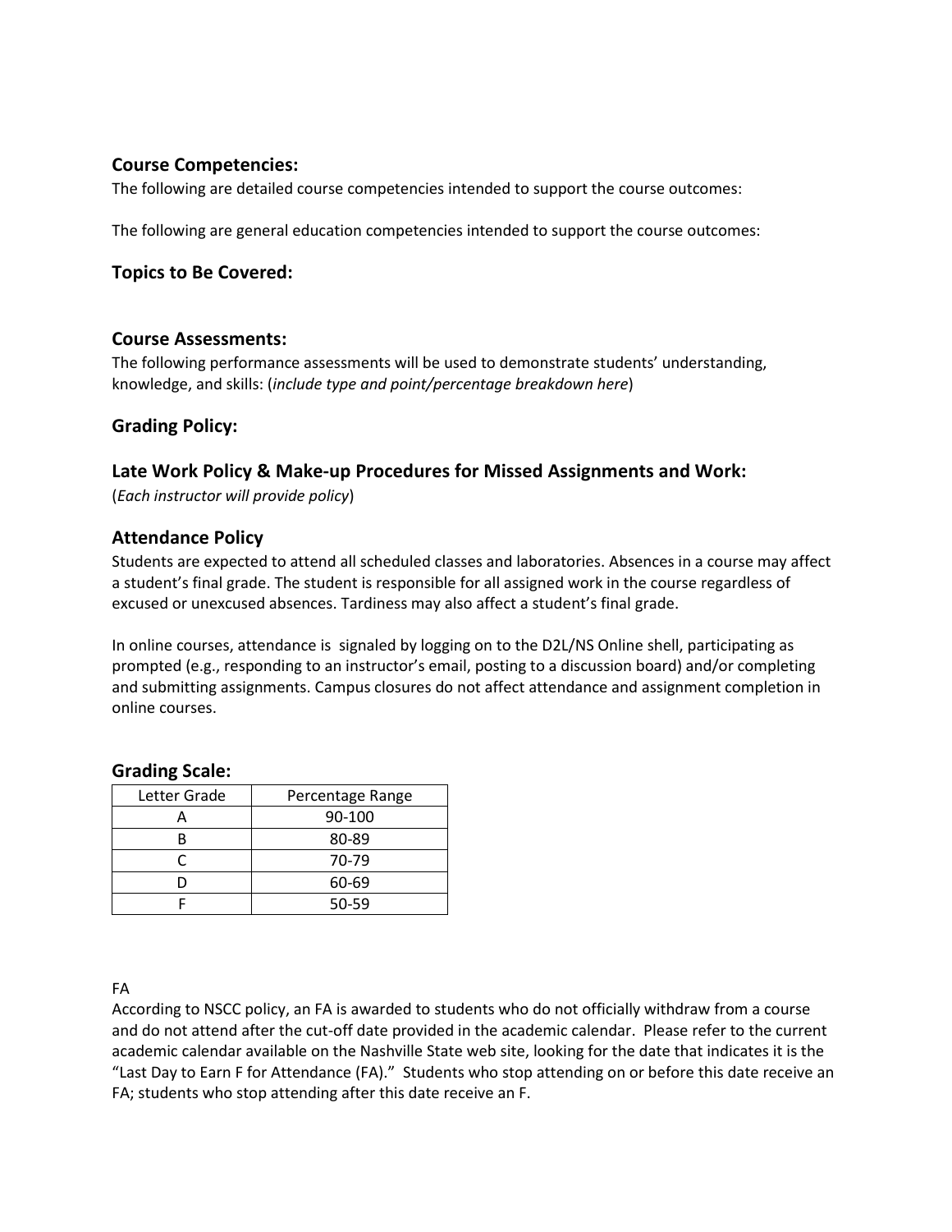## Course Competencies:

The following are detailed course competencies intended to support the course outcomes:

The following are general education competencies intended to support the course outcomes:

## Topics to Be Covered:

## Course Assessments:

The following performance assessments will be used to demonstrate students' understanding, knowledge, and skills: (*include type and point/percentage breakdown here*)

## Grading Policy:

## Late Work Policy & Make-up Procedures for Missed Assignments and Work:

(*Each instructor will provide policy*)

## Attendance Policy

Students are expected to attend all scheduled classes and laboratories. Absences in a course may affect a student's final grade. The student is responsible for all assigned work in the course regardless of excused or unexcused absences. Tardiness may also affect a student's final grade.

In online courses, attendance is signaled by logging on to the D2L/NS Online shell, participating as prompted (e.g., responding to an instructor's email, posting to a discussion board) and/or completing and submitting assignments. Campus closures do not affect attendance and assignment completion in online courses.

## Grading Scale:

| Letter Grade | Percentage Range |
|---|---|
| A | 90-100 |
| B | 80-89 |
| C | 70-79 |
| D | 60-69 |
| F | 50-59 |

FA

According to NSCC policy, an FA is awarded to students who do not officially withdraw from a course and do not attend after the cut-off date provided in the academic calendar. Please refer to the current academic calendar available on the Nashville State web site, looking for the date that indicates it is the "Last Day to Earn F for Attendance (FA)." Students who stop attending on or before this date receive an FA; students who stop attending after this date receive an F.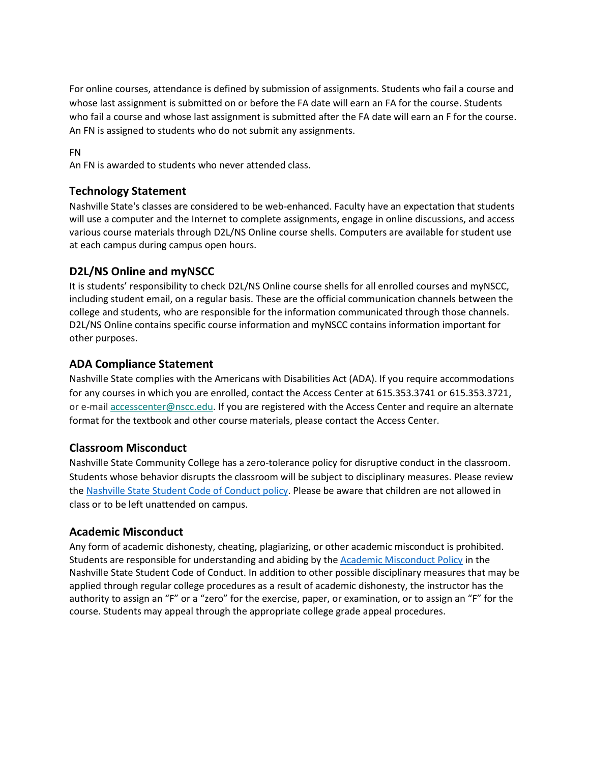For online courses, attendance is defined by submission of assignments. Students who fail a course and whose last assignment is submitted on or before the FA date will earn an FA for the course. Students who fail a course and whose last assignment is submitted after the FA date will earn an F for the course. An FN is assigned to students who do not submit any assignments.

FN
An FN is awarded to students who never attended class.

## Technology Statement

Nashville State's classes are considered to be web-enhanced. Faculty have an expectation that students will use a computer and the Internet to complete assignments, engage in online discussions, and access various course materials through D2L/NS Online course shells. Computers are available for student use at each campus during campus open hours.

## D2L/NS Online and myNSCC

It is students' responsibility to check D2L/NS Online course shells for all enrolled courses and myNSCC, including student email, on a regular basis. These are the official communication channels between the college and students, who are responsible for the information communicated through those channels. D2L/NS Online contains specific course information and myNSCC contains information important for other purposes.

## ADA Compliance Statement

Nashville State complies with the Americans with Disabilities Act (ADA). If you require accommodations for any courses in which you are enrolled, contact the Access Center at 615.353.3741 or 615.353.3721, or e-mail accesscenter@nscc.edu. If you are registered with the Access Center and require an alternate format for the textbook and other course materials, please contact the Access Center.

## Classroom Misconduct

Nashville State Community College has a zero-tolerance policy for disruptive conduct in the classroom. Students whose behavior disrupts the classroom will be subject to disciplinary measures. Please review the Nashville State Student Code of Conduct policy. Please be aware that children are not allowed in class or to be left unattended on campus.

## Academic Misconduct

Any form of academic dishonesty, cheating, plagiarizing, or other academic misconduct is prohibited. Students are responsible for understanding and abiding by the Academic Misconduct Policy in the Nashville State Student Code of Conduct. In addition to other possible disciplinary measures that may be applied through regular college procedures as a result of academic dishonesty, the instructor has the authority to assign an "F" or a "zero" for the exercise, paper, or examination, or to assign an "F" for the course. Students may appeal through the appropriate college grade appeal procedures.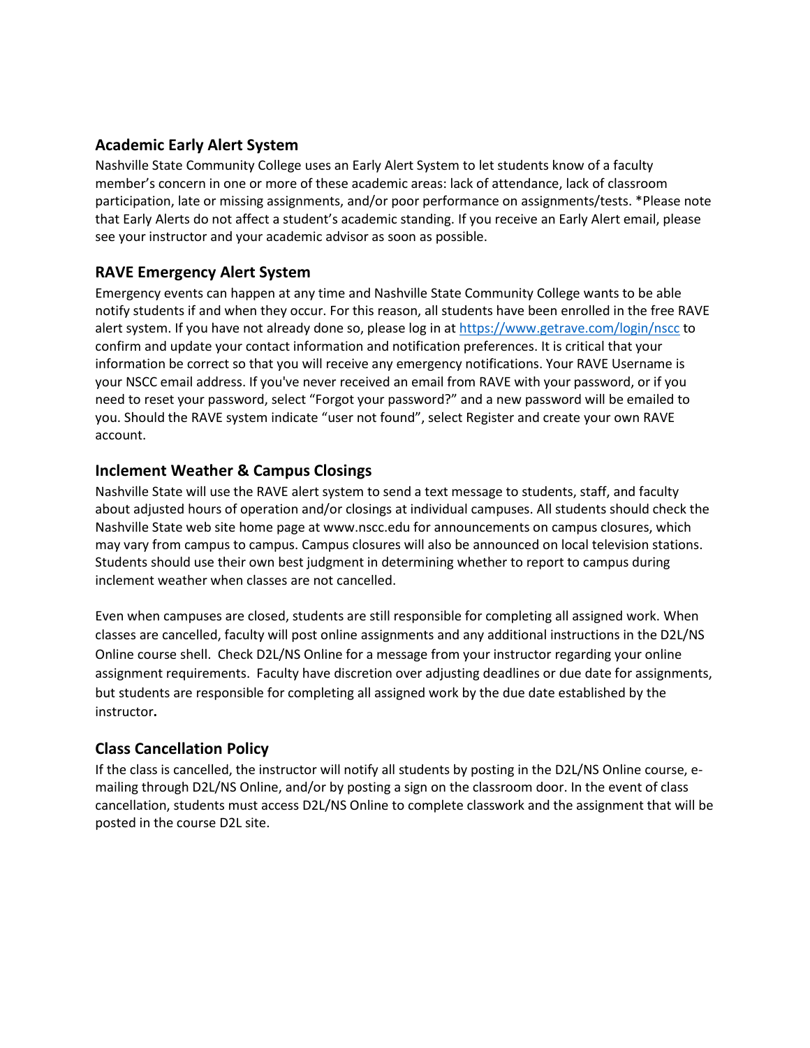## Academic Early Alert System

Nashville State Community College uses an Early Alert System to let students know of a faculty member's concern in one or more of these academic areas: lack of attendance, lack of classroom participation, late or missing assignments, and/or poor performance on assignments/tests. *Please note that Early Alerts do not affect a student's academic standing. If you receive an Early Alert email, please see your instructor and your academic advisor as soon as possible.

## RAVE Emergency Alert System

Emergency events can happen at any time and Nashville State Community College wants to be able notify students if and when they occur. For this reason, all students have been enrolled in the free RAVE alert system. If you have not already done so, please log in at https://www.getrave.com/login/nscc to confirm and update your contact information and notification preferences. It is critical that your information be correct so that you will receive any emergency notifications. Your RAVE Username is your NSCC email address. If you've never received an email from RAVE with your password, or if you need to reset your password, select "Forgot your password?" and a new password will be emailed to you. Should the RAVE system indicate "user not found", select Register and create your own RAVE account.

## Inclement Weather & Campus Closings

Nashville State will use the RAVE alert system to send a text message to students, staff, and faculty about adjusted hours of operation and/or closings at individual campuses. All students should check the Nashville State web site home page at www.nscc.edu for announcements on campus closures, which may vary from campus to campus. Campus closures will also be announced on local television stations. Students should use their own best judgment in determining whether to report to campus during inclement weather when classes are not cancelled.

Even when campuses are closed, students are still responsible for completing all assigned work. When classes are cancelled, faculty will post online assignments and any additional instructions in the D2L/NS Online course shell. Check D2L/NS Online for a message from your instructor regarding your online assignment requirements. Faculty have discretion over adjusting deadlines or due date for assignments, but students are responsible for completing all assigned work by the due date established by the instructor.

## Class Cancellation Policy

If the class is cancelled, the instructor will notify all students by posting in the D2L/NS Online course, e-mailing through D2L/NS Online, and/or by posting a sign on the classroom door. In the event of class cancellation, students must access D2L/NS Online to complete classwork and the assignment that will be posted in the course D2L site.